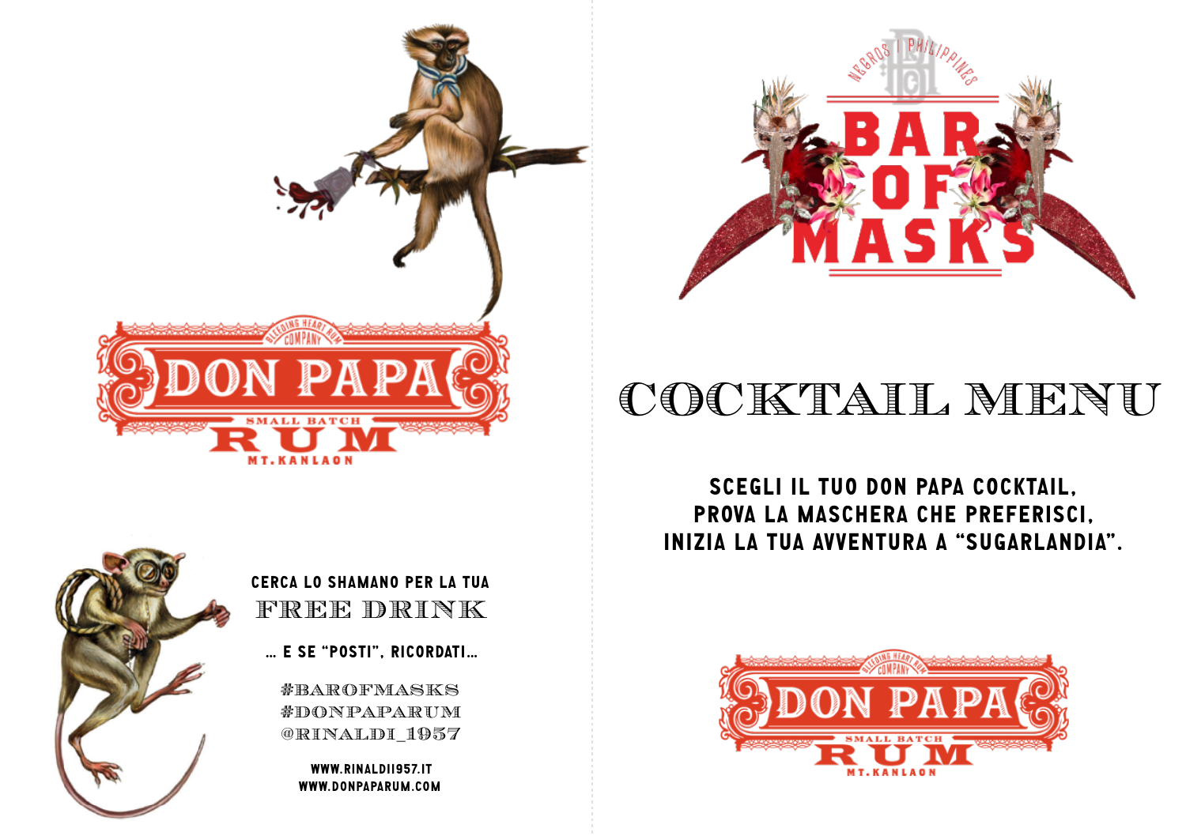DON PAPA

SMALL BATCH

RUM

MT. KANLAON

CERCA LO SHAMANO PER LA TUA

FREE DRINK

... E SE "POSTI", RICORDATI...

#BAROFMASKS
#DONPAPARUM
@RINALDI_1957

WWW.RINALDI1957.IT
WWW.DONPAPARUM.COM

# BAR OF MASKS

NEGROS | PHILIPPINES

# COCKTAIL MENU

**SCEGLI IL TUO DON PAPA COCKTAIL,**
**PROVA LA MASCHERA CHE PREFERISCI,**
**INIZIA LA TUA AVVENTURA A "SUGARLANDIA".**

DON PAPA

SMALL BATCH

RUM

MT. KANLAON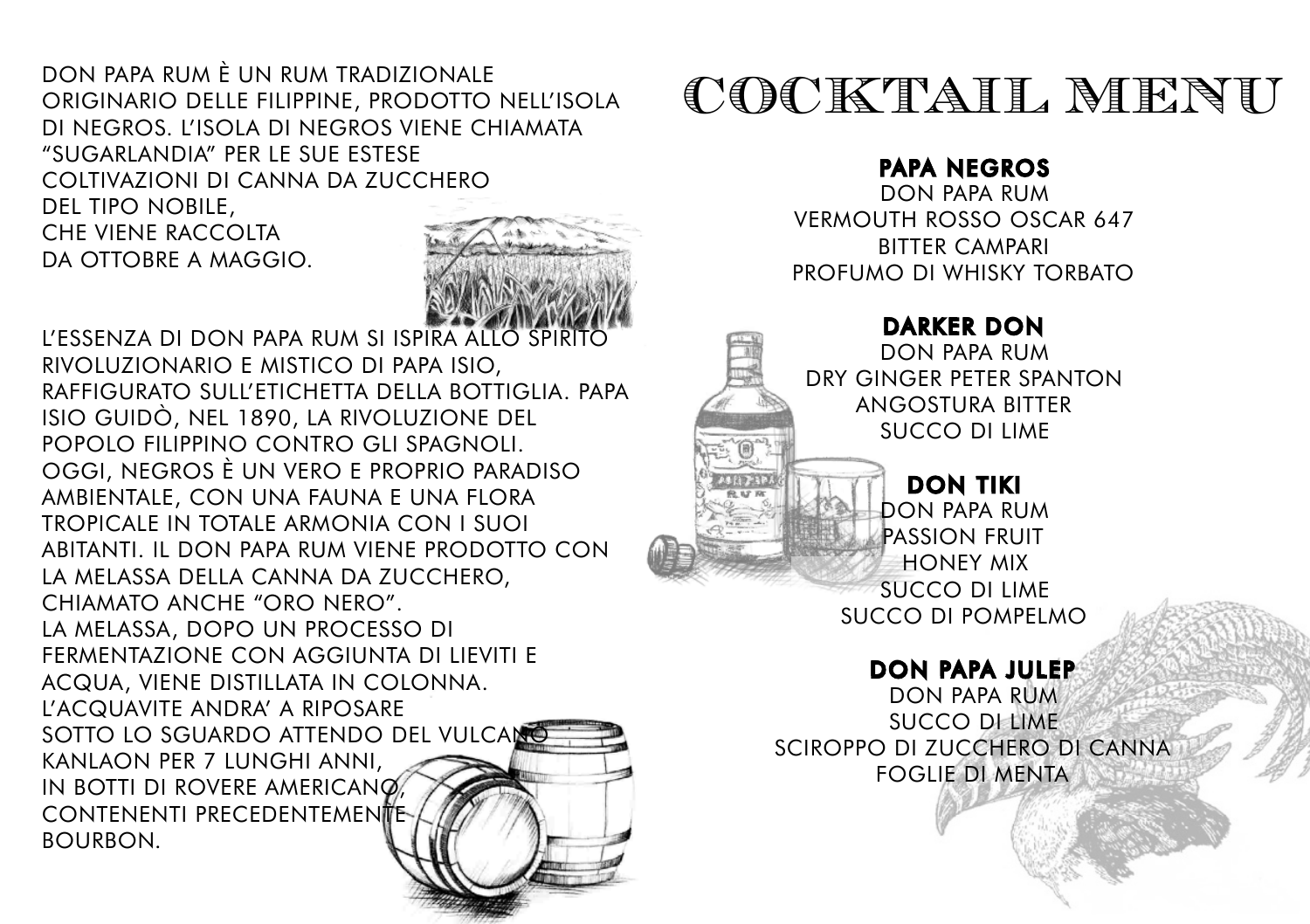DON PAPA RUM È UN RUM TRADIZIONALE ORIGINARIO DELLE FILIPPINE, PRODOTTO NELL'ISOLA DI NEGROS. L'ISOLA DI NEGROS VIENE CHIAMATA "SUGARLANDIA" PER LE SUE ESTESE COLTIVAZIONI DI CANNA DA ZUCCHERO DEL TIPO NOBILE, CHE VIENE RACCOLTA DA OTTOBRE A MAGGIO.

L'ESSENZA DI DON PAPA RUM SI ISPIRA ALLO SPIRITO RIVOLUZIONARIO E MISTICO DI PAPA ISIO, RAFFIGURATO SULL'ETICHETTA DELLA BOTTIGLIA. PAPA ISIO GUIDÒ, NEL 1890, LA RIVOLUZIONE DEL POPOLO FILIPPINO CONTRO GLI SPAGNOLI. OGGI, NEGROS È UN VERO E PROPRIO PARADISO AMBIENTALE, CON UNA FAUNA E UNA FLORA TROPICALE IN TOTALE ARMONIA CON I SUOI ABITANTI. IL DON PAPA RUM VIENE PRODOTTO CON LA MELASSA DELLA CANNA DA ZUCCHERO, CHIAMATO ANCHE "ORO NERO". LA MELASSA, DOPO UN PROCESSO DI FERMENTAZIONE CON AGGIUNTA DI LIEVITI E ACQUA, VIENE DISTILLATA IN COLONNA. L'ACQUAVITE ANDRA' A RIPOSARE SOTTO LO SGUARDO ATTENDO DEL VULCANO KANLAON PER 7 LUNGHI ANNI, IN BOTTI DI ROVERE AMERICANO, CONTENENTI PRECEDENTEMENTE BOURBON.

# COCKTAIL MENU

## PAPA NEGROS

DON PAPA RUM
VERMOUTH ROSSO OSCAR 647
BITTER CAMPARI
PROFUMO DI WHISKY TORBATO

## DARKER DON

DON PAPA RUM
DRY GINGER PETER SPANTON
ANGOSTURA BITTER
SUCCO DI LIME

## DON TIKI

DON PAPA RUM
PASSION FRUIT
HONEY MIX
SUCCO DI LIME
SUCCO DI POMPELMO

## DON PAPA JULEP

DON PAPA RUM
SUCCO DI LIME
SCIROPPO DI ZUCCHERO DI CANNA
FOGLIE DI MENTA